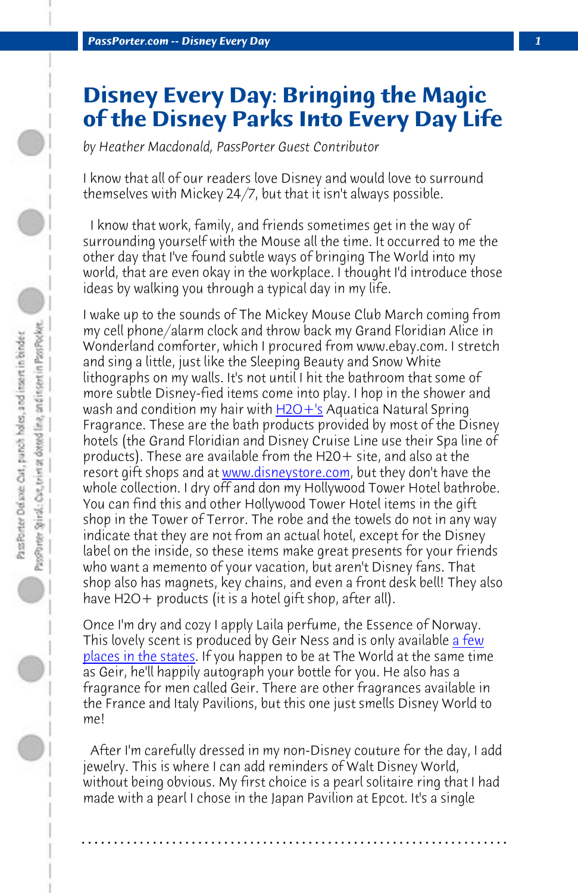# Disney Every Day: Bringing the Magic of the Disney Parks Into Every Day Life

*by Heather Macdonald, PassPorter Guest Contributor*

I know that all of our readers love Disney and would love to surround themselves with Mickey 24/7, but that it isn't always possible.

I know that work, family, and friends sometimes get in the way of surrounding yourself with the Mouse all the time. It occurred to me the other day that I've found subtle ways of bringing The World into my world, that are even okay in the workplace. I thought I'd introduce those ideas by walking you through a typical day in my life.

I wake up to the sounds of The Mickey Mouse Club March coming from my cell phone/alarm clock and throw back my Grand Floridian Alice in Wonderland comforter, which I procured from www.ebay.com. I stretch and sing a little, just like the Sleeping Beauty and Snow White lithographs on my walls. It's not until I hit the bathroom that some of more subtle Disney-fied items come into play. I hop in the shower and wash and condition my hair with H2O+'s Aquatica Natural Spring Fragrance. These are the bath products provided by most of the Disney hotels (the Grand Floridian and Disney Cruise Line use their Spa line of products). These are available from the H20+ site, and also at the resort gift shops and at www.disneystore.com, but they don't have the whole collection. I dry off and don my Hollywood Tower Hotel bathrobe. You can find this and other Hollywood Tower Hotel items in the gift shop in the Tower of Terror. The robe and the towels do not in any way indicate that they are not from an actual hotel, except for the Disney label on the inside, so these items make great presents for your friends who want a memento of your vacation, but aren't Disney fans. That shop also has magnets, key chains, and even a front desk bell! They also have H2O+ products (it is a hotel gift shop, after all).

Once I'm dry and cozy I apply Laila perfume, the Essence of Norway. This lovely scent is produced by Geir Ness and is only available a few places in the states. If you happen to be at The World at the same time as Geir, he'll happily autograph your bottle for you. He also has a fragrance for men called Geir. There are other fragrances available in the France and Italy Pavilions, but this one just smells Disney World to me!

After I'm carefully dressed in my non-Disney couture for the day, I add jewelry. This is where I can add reminders of Walt Disney World, without being obvious. My first choice is a pearl solitaire ring that I had made with a pearl I chose in the Japan Pavilion at Epcot. It's a single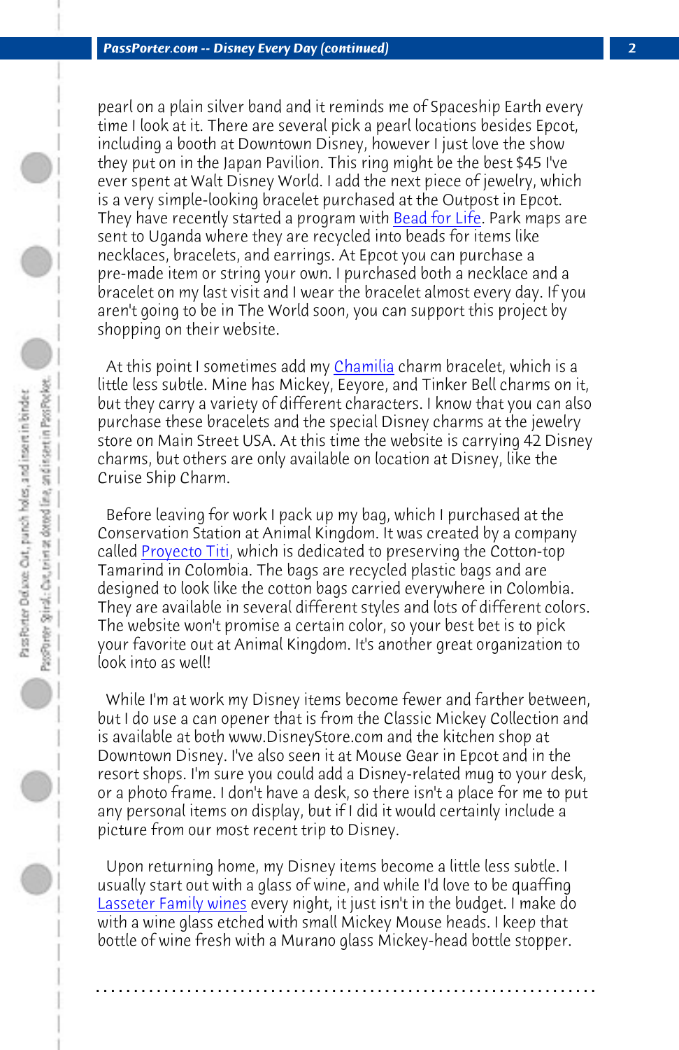pearl on a plain silver band and it reminds me of Spaceship Earth every time I look at it. There are several pick a pearl locations besides Epcot, including a booth at Downtown Disney, however I just love the show they put on in the Japan Pavilion. This ring might be the best $45 I've ever spent at Walt Disney World. I add the next piece of jewelry, which is a very simple-looking bracelet purchased at the Outpost in Epcot. They have recently started a program with Bead for Life. Park maps are sent to Uganda where they are recycled into beads for items like necklaces, bracelets, and earrings. At Epcot you can purchase a pre-made item or string your own. I purchased both a necklace and a bracelet on my last visit and I wear the bracelet almost every day. If you aren't going to be in The World soon, you can support this project by shopping on their website.

At this point I sometimes add my Chamilia charm bracelet, which is a little less subtle. Mine has Mickey, Eeyore, and Tinker Bell charms on it, but they carry a variety of different characters. I know that you can also purchase these bracelets and the special Disney charms at the jewelry store on Main Street USA. At this time the website is carrying 42 Disney charms, but others are only available on location at Disney, like the Cruise Ship Charm.

Before leaving for work I pack up my bag, which I purchased at the Conservation Station at Animal Kingdom. It was created by a company called Proyecto Titi, which is dedicated to preserving the Cotton-top Tamarind in Colombia. The bags are recycled plastic bags and are designed to look like the cotton bags carried everywhere in Colombia. They are available in several different styles and lots of different colors. The website won't promise a certain color, so your best bet is to pick your favorite out at Animal Kingdom. It's another great organization to look into as well!

While I'm at work my Disney items become fewer and farther between, but I do use a can opener that is from the Classic Mickey Collection and is available at both www.DisneyStore.com and the kitchen shop at Downtown Disney. I've also seen it at Mouse Gear in Epcot and in the resort shops. I'm sure you could add a Disney-related mug to your desk, or a photo frame. I don't have a desk, so there isn't a place for me to put any personal items on display, but if I did it would certainly include a picture from our most recent trip to Disney.

Upon returning home, my Disney items become a little less subtle. I usually start out with a glass of wine, and while I'd love to be quaffing Lasseter Family wines every night, it just isn't in the budget. I make do with a wine glass etched with small Mickey Mouse heads. I keep that bottle of wine fresh with a Murano glass Mickey-head bottle stopper.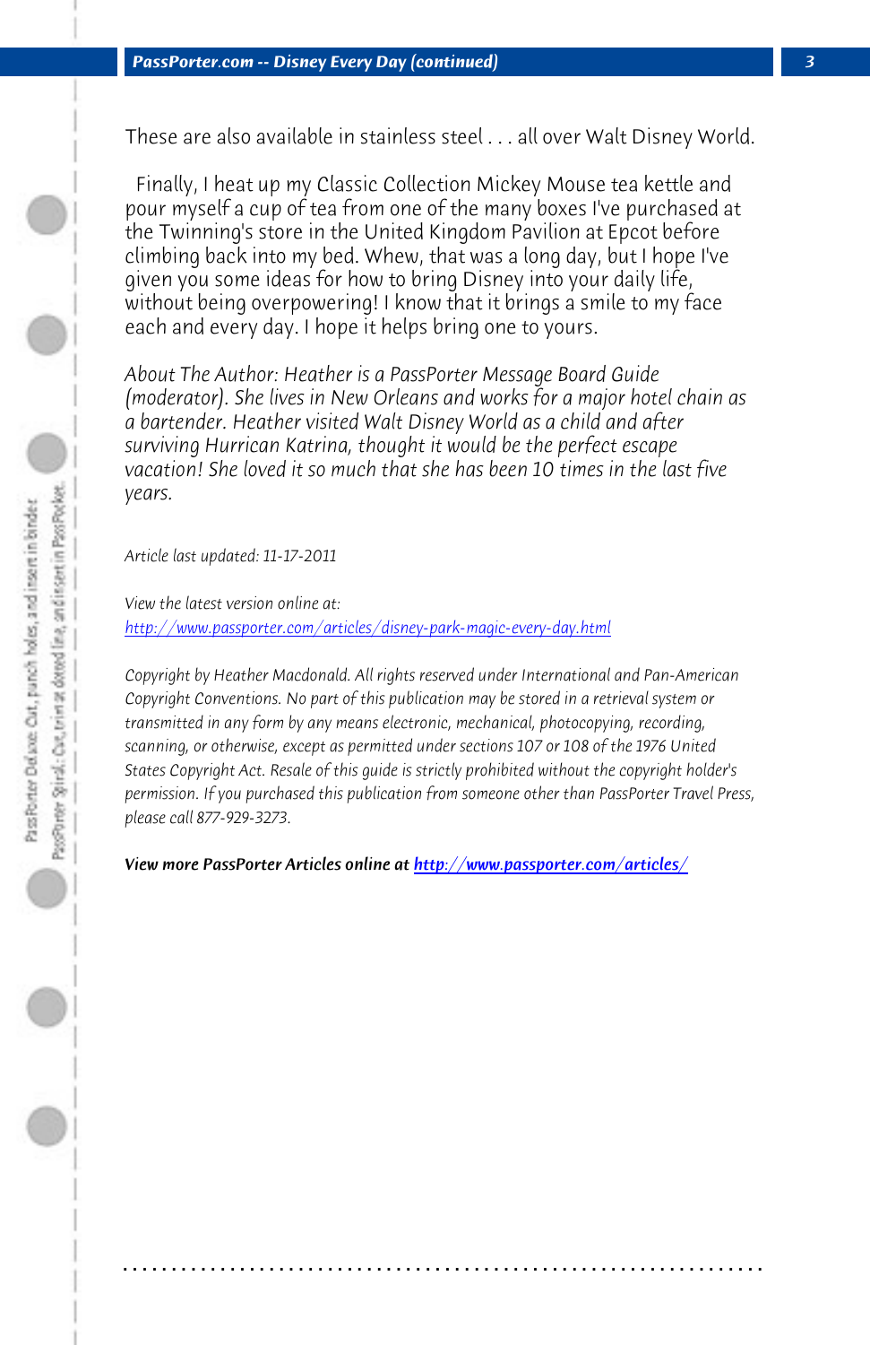These are also available in stainless steel . . . all over Walt Disney World.

Finally, I heat up my Classic Collection Mickey Mouse tea kettle and pour myself a cup of tea from one of the many boxes I've purchased at the Twinning's store in the United Kingdom Pavilion at Epcot before climbing back into my bed. Whew, that was a long day, but I hope I've given you some ideas for how to bring Disney into your daily life, without being overpowering! I know that it brings a smile to my face each and every day. I hope it helps bring one to yours.

*About The Author: Heather is a PassPorter Message Board Guide (moderator). She lives in New Orleans and works for a major hotel chain as a bartender. Heather visited Walt Disney World as a child and after surviving Hurrican Katrina, thought it would be the perfect escape vacation! She loved it so much that she has been 10 times in the last five years.*

*Article last updated: 11-17-2011*

*View the latest version online at:*
*http://www.passporter.com/articles/disney-park-magic-every-day.html*

*Copyright by Heather Macdonald. All rights reserved under International and Pan-American Copyright Conventions. No part of this publication may be stored in a retrieval system or transmitted in any form by any means electronic, mechanical, photocopying, recording, scanning, or otherwise, except as permitted under sections 107 or 108 of the 1976 United States Copyright Act. Resale of this guide is strictly prohibited without the copyright holder's permission. If you purchased this publication from someone other than PassPorter Travel Press, please call 877-929-3273.*

***View more PassPorter Articles online at http://www.passporter.com/articles/***